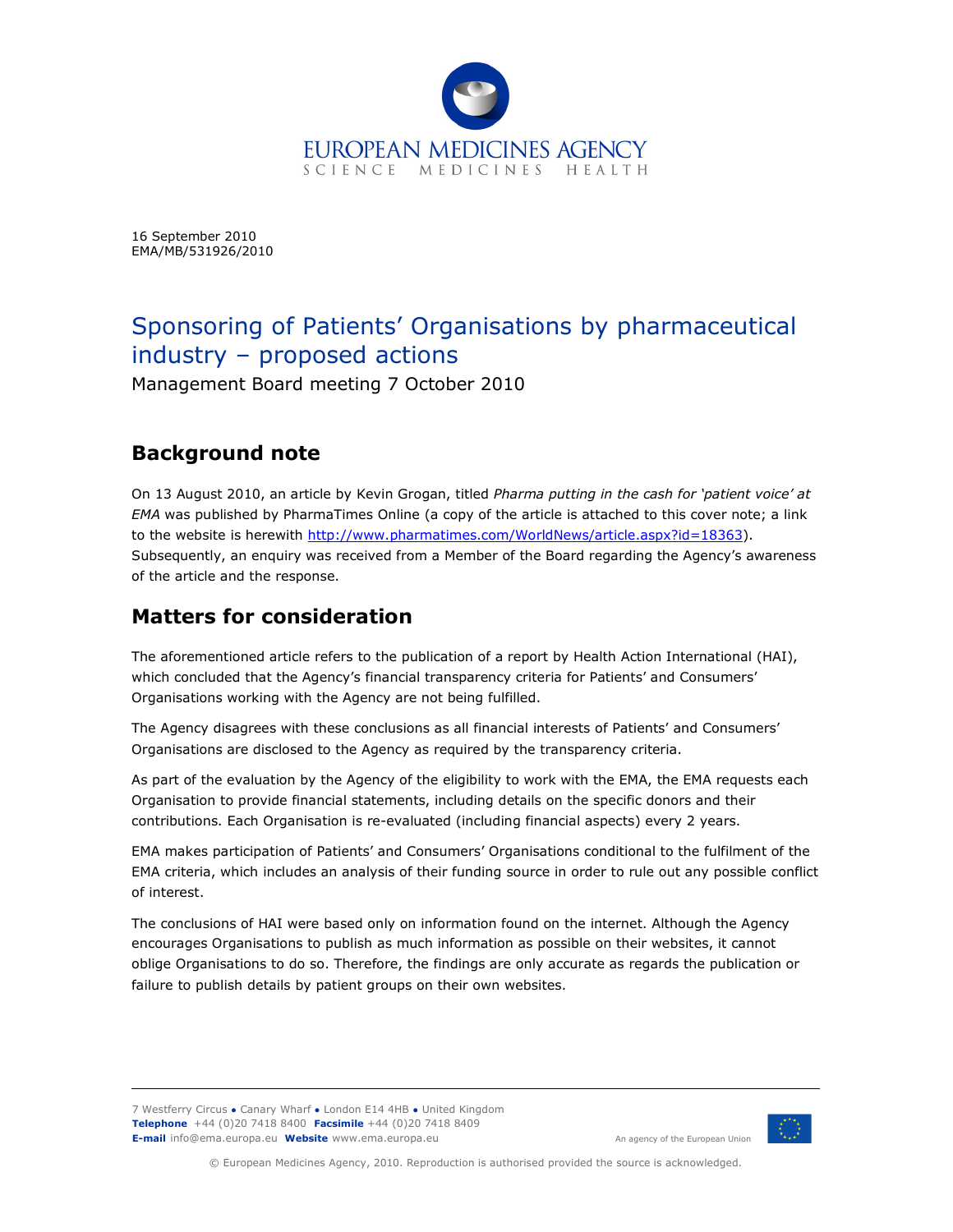EUROPEAN MEDICINES AGENCY
SCIENCE MEDICINES HEALTH

16 September 2010
EMA/MB/531926/2010

# Sponsoring of Patients' Organisations by pharmaceutical industry – proposed actions

Management Board meeting 7 October 2010

## Background note

On 13 August 2010, an article by Kevin Grogan, titled *Pharma putting in the cash for 'patient voice' at EMA* was published by PharmaTimes Online (a copy of the article is attached to this cover note; a link to the website is herewith http://www.pharmatimes.com/WorldNews/article.aspx?id=18363). Subsequently, an enquiry was received from a Member of the Board regarding the Agency's awareness of the article and the response.

## Matters for consideration

The aforementioned article refers to the publication of a report by Health Action International (HAI), which concluded that the Agency's financial transparency criteria for Patients' and Consumers' Organisations working with the Agency are not being fulfilled.

The Agency disagrees with these conclusions as all financial interests of Patients' and Consumers' Organisations are disclosed to the Agency as required by the transparency criteria.

As part of the evaluation by the Agency of the eligibility to work with the EMA, the EMA requests each Organisation to provide financial statements, including details on the specific donors and their contributions. Each Organisation is re-evaluated (including financial aspects) every 2 years.

EMA makes participation of Patients' and Consumers' Organisations conditional to the fulfilment of the EMA criteria, which includes an analysis of their funding source in order to rule out any possible conflict of interest.

The conclusions of HAI were based only on information found on the internet. Although the Agency encourages Organisations to publish as much information as possible on their websites, it cannot oblige Organisations to do so. Therefore, the findings are only accurate as regards the publication or failure to publish details by patient groups on their own websites.

7 Westferry Circus ● Canary Wharf ● London E14 4HB ● United Kingdom
**Telephone** +44 (0)20 7418 8400 **Facsimile** +44 (0)20 7418 8409
**E-mail** info@ema.europa.eu **Website** www.ema.europa.eu

An agency of the European Union

© European Medicines Agency, 2010. Reproduction is authorised provided the source is acknowledged.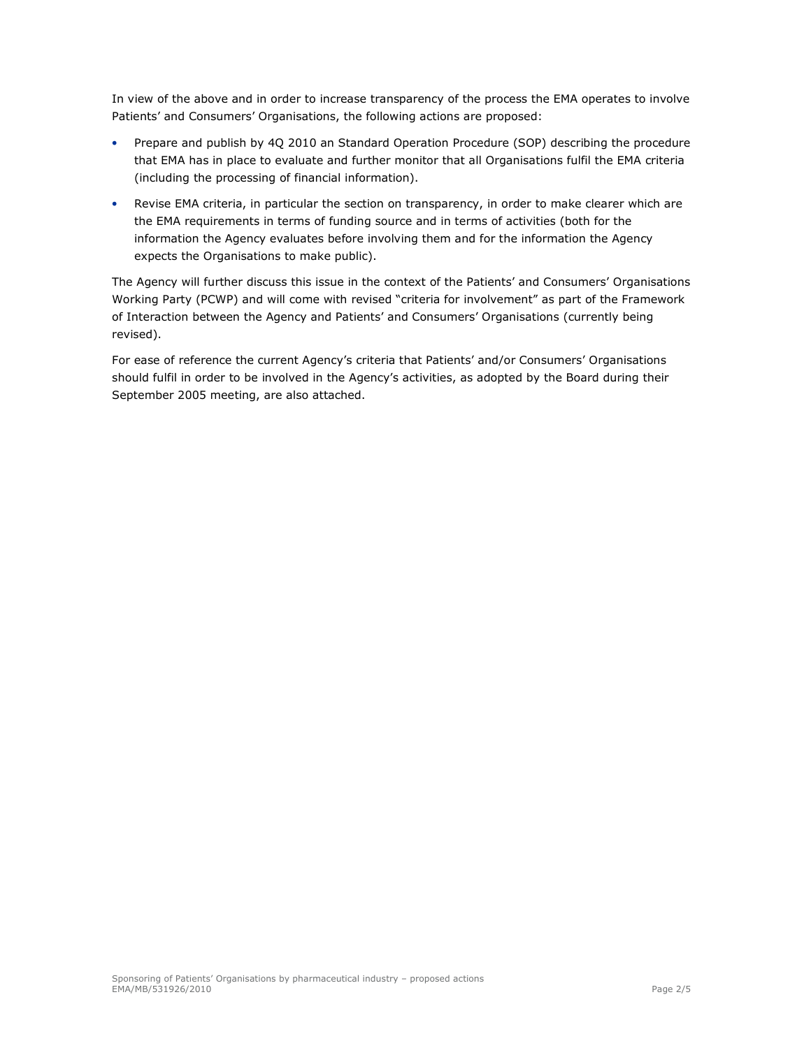In view of the above and in order to increase transparency of the process the EMA operates to involve Patients' and Consumers' Organisations, the following actions are proposed:

- Prepare and publish by 4Q 2010 an Standard Operation Procedure (SOP) describing the procedure that EMA has in place to evaluate and further monitor that all Organisations fulfil the EMA criteria (including the processing of financial information).
- Revise EMA criteria, in particular the section on transparency, in order to make clearer which are the EMA requirements in terms of funding source and in terms of activities (both for the information the Agency evaluates before involving them and for the information the Agency expects the Organisations to make public).

The Agency will further discuss this issue in the context of the Patients' and Consumers' Organisations Working Party (PCWP) and will come with revised "criteria for involvement" as part of the Framework of Interaction between the Agency and Patients' and Consumers' Organisations (currently being revised).

For ease of reference the current Agency's criteria that Patients' and/or Consumers' Organisations should fulfil in order to be involved in the Agency's activities, as adopted by the Board during their September 2005 meeting, are also attached.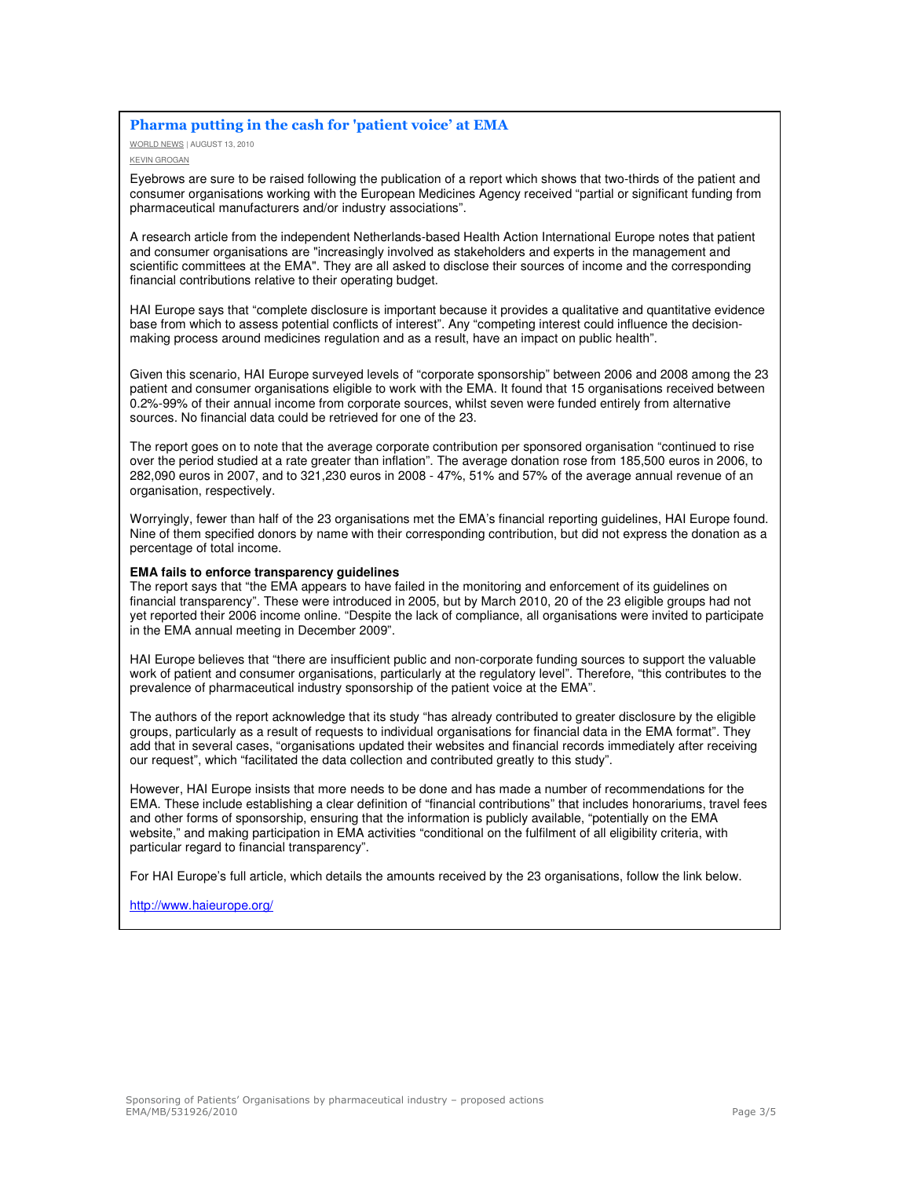## Pharma putting in the cash for 'patient voice' at EMA

WORLD NEWS | AUGUST 13, 2010

KEVIN GROGAN

Eyebrows are sure to be raised following the publication of a report which shows that two-thirds of the patient and consumer organisations working with the European Medicines Agency received "partial or significant funding from pharmaceutical manufacturers and/or industry associations".

A research article from the independent Netherlands-based Health Action International Europe notes that patient and consumer organisations are "increasingly involved as stakeholders and experts in the management and scientific committees at the EMA". They are all asked to disclose their sources of income and the corresponding financial contributions relative to their operating budget.

HAI Europe says that "complete disclosure is important because it provides a qualitative and quantitative evidence base from which to assess potential conflicts of interest". Any "competing interest could influence the decision-making process around medicines regulation and as a result, have an impact on public health".

Given this scenario, HAI Europe surveyed levels of "corporate sponsorship" between 2006 and 2008 among the 23 patient and consumer organisations eligible to work with the EMA. It found that 15 organisations received between 0.2%-99% of their annual income from corporate sources, whilst seven were funded entirely from alternative sources. No financial data could be retrieved for one of the 23.

The report goes on to note that the average corporate contribution per sponsored organisation "continued to rise over the period studied at a rate greater than inflation". The average donation rose from 185,500 euros in 2006, to 282,090 euros in 2007, and to 321,230 euros in 2008 - 47%, 51% and 57% of the average annual revenue of an organisation, respectively.

Worryingly, fewer than half of the 23 organisations met the EMA's financial reporting guidelines, HAI Europe found. Nine of them specified donors by name with their corresponding contribution, but did not express the donation as a percentage of total income.

**EMA fails to enforce transparency guidelines**

The report says that "the EMA appears to have failed in the monitoring and enforcement of its guidelines on financial transparency". These were introduced in 2005, but by March 2010, 20 of the 23 eligible groups had not yet reported their 2006 income online. "Despite the lack of compliance, all organisations were invited to participate in the EMA annual meeting in December 2009".

HAI Europe believes that "there are insufficient public and non-corporate funding sources to support the valuable work of patient and consumer organisations, particularly at the regulatory level". Therefore, "this contributes to the prevalence of pharmaceutical industry sponsorship of the patient voice at the EMA".

The authors of the report acknowledge that its study "has already contributed to greater disclosure by the eligible groups, particularly as a result of requests to individual organisations for financial data in the EMA format". They add that in several cases, "organisations updated their websites and financial records immediately after receiving our request", which "facilitated the data collection and contributed greatly to this study".

However, HAI Europe insists that more needs to be done and has made a number of recommendations for the EMA. These include establishing a clear definition of "financial contributions" that includes honorariums, travel fees and other forms of sponsorship, ensuring that the information is publicly available, "potentially on the EMA website," and making participation in EMA activities "conditional on the fulfilment of all eligibility criteria, with particular regard to financial transparency".

For HAI Europe's full article, which details the amounts received by the 23 organisations, follow the link below.

http://www.haieurope.org/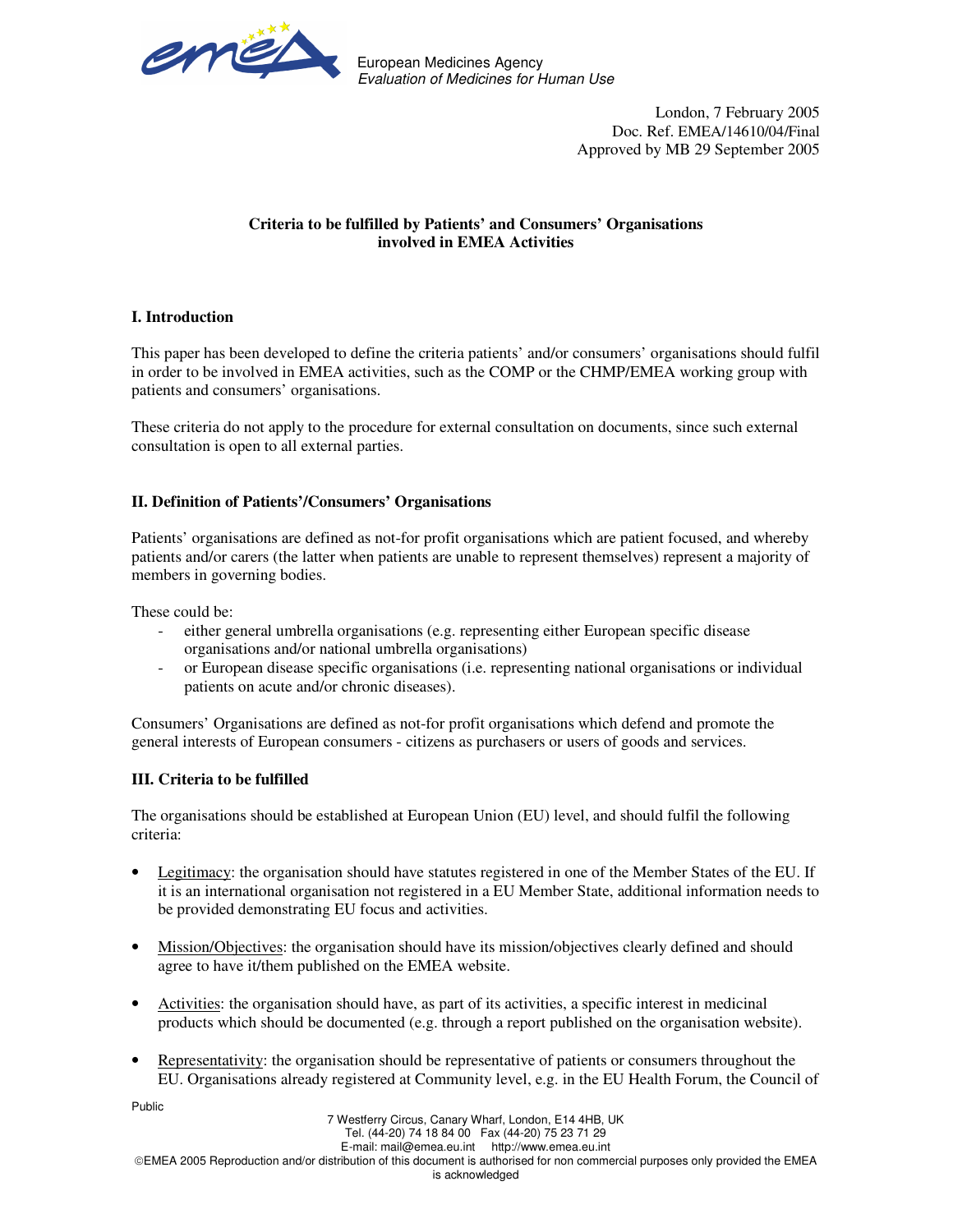European Medicines Agency
*Evaluation of Medicines for Human Use*

London, 7 February 2005
Doc. Ref. EMEA/14610/04/Final
Approved by MB 29 September 2005

**Criteria to be fulfilled by Patients' and Consumers' Organisations involved in EMEA Activities**

## I. Introduction

This paper has been developed to define the criteria patients' and/or consumers' organisations should fulfil in order to be involved in EMEA activities, such as the COMP or the CHMP/EMEA working group with patients and consumers' organisations.

These criteria do not apply to the procedure for external consultation on documents, since such external consultation is open to all external parties.

## II. Definition of Patients'/Consumers' Organisations

Patients' organisations are defined as not-for profit organisations which are patient focused, and whereby patients and/or carers (the latter when patients are unable to represent themselves) represent a majority of members in governing bodies.

These could be:

- either general umbrella organisations (e.g. representing either European specific disease organisations and/or national umbrella organisations)
- or European disease specific organisations (i.e. representing national organisations or individual patients on acute and/or chronic diseases).

Consumers' Organisations are defined as not-for profit organisations which defend and promote the general interests of European consumers - citizens as purchasers or users of goods and services.

## III. Criteria to be fulfilled

The organisations should be established at European Union (EU) level, and should fulfil the following criteria:

- Legitimacy: the organisation should have statutes registered in one of the Member States of the EU. If it is an international organisation not registered in a EU Member State, additional information needs to be provided demonstrating EU focus and activities.
- Mission/Objectives: the organisation should have its mission/objectives clearly defined and should agree to have it/them published on the EMEA website.
- Activities: the organisation should have, as part of its activities, a specific interest in medicinal products which should be documented (e.g. through a report published on the organisation website).
- Representativity: the organisation should be representative of patients or consumers throughout the EU. Organisations already registered at Community level, e.g. in the EU Health Forum, the Council of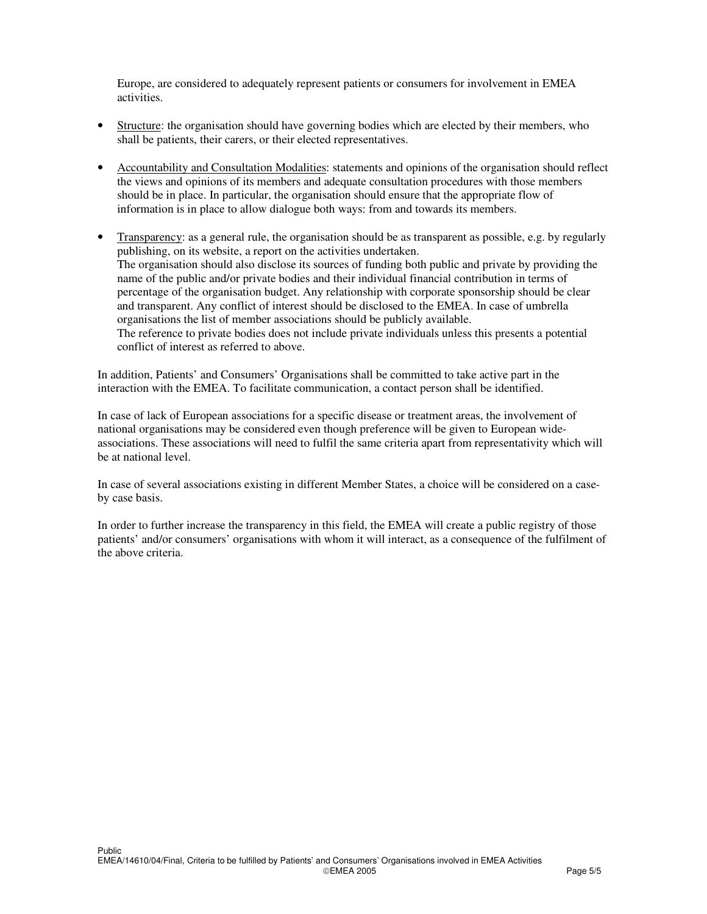Europe, are considered to adequately represent patients or consumers for involvement in EMEA activities.

- Structure: the organisation should have governing bodies which are elected by their members, who shall be patients, their carers, or their elected representatives.

- Accountability and Consultation Modalities: statements and opinions of the organisation should reflect the views and opinions of its members and adequate consultation procedures with those members should be in place. In particular, the organisation should ensure that the appropriate flow of information is in place to allow dialogue both ways: from and towards its members.

- Transparency: as a general rule, the organisation should be as transparent as possible, e.g. by regularly publishing, on its website, a report on the activities undertaken.
  The organisation should also disclose its sources of funding both public and private by providing the name of the public and/or private bodies and their individual financial contribution in terms of percentage of the organisation budget. Any relationship with corporate sponsorship should be clear and transparent. Any conflict of interest should be disclosed to the EMEA. In case of umbrella organisations the list of member associations should be publicly available.
  The reference to private bodies does not include private individuals unless this presents a potential conflict of interest as referred to above.

In addition, Patients' and Consumers' Organisations shall be committed to take active part in the interaction with the EMEA. To facilitate communication, a contact person shall be identified.

In case of lack of European associations for a specific disease or treatment areas, the involvement of national organisations may be considered even though preference will be given to European wide-associations. These associations will need to fulfil the same criteria apart from representativity which will be at national level.

In case of several associations existing in different Member States, a choice will be considered on a case-by case basis.

In order to further increase the transparency in this field, the EMEA will create a public registry of those patients' and/or consumers' organisations with whom it will interact, as a consequence of the fulfilment of the above criteria.